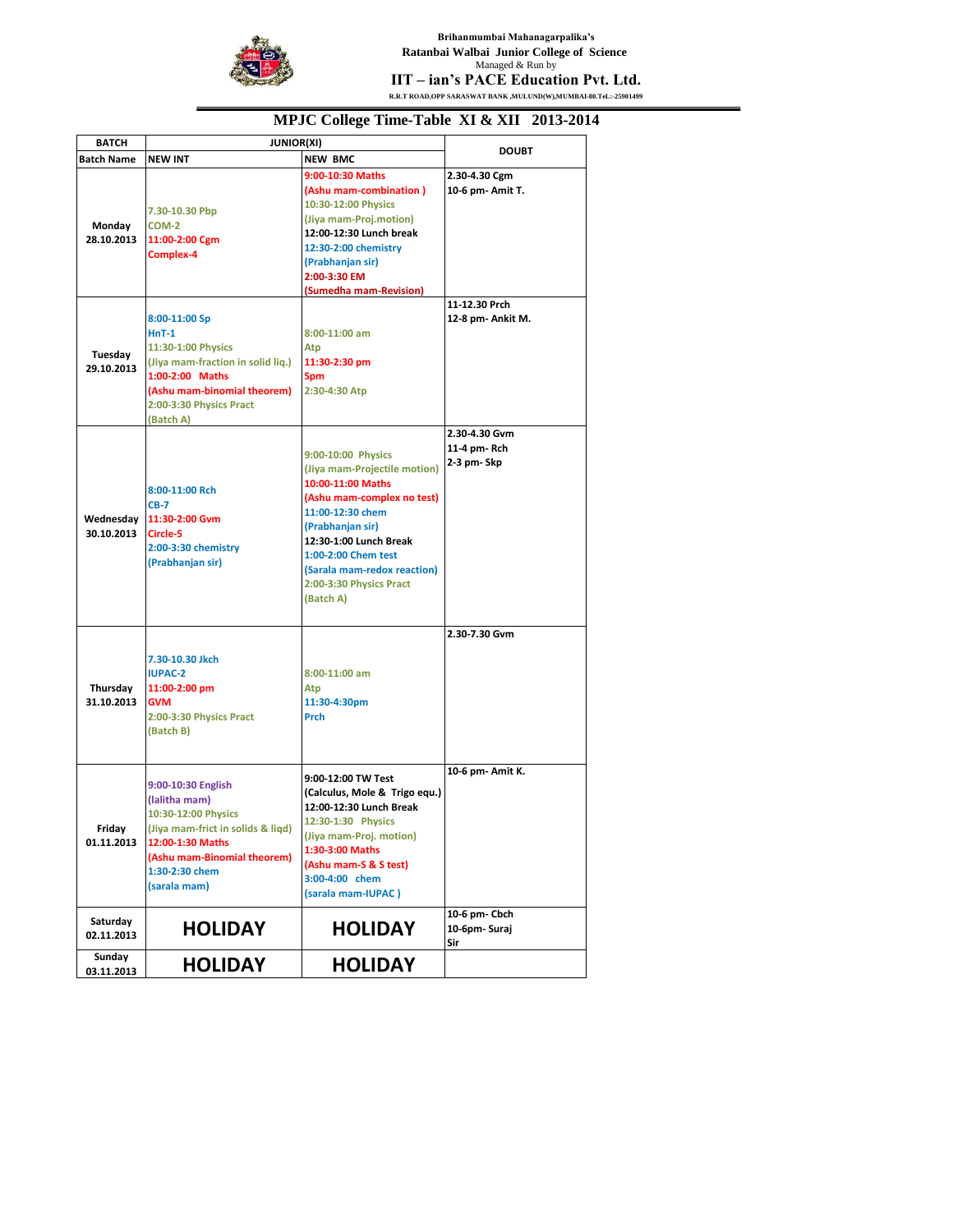Brihanmumbai Mahanagarpalika's

Ratanbai Walbai Junior College of Science

Managed & Run by

**IIT – ian's PACE Education Pvt. Ltd.**

R.R.T ROAD,OPP SARASWAT BANK ,MULUND(W),MUMBAI-80.Tel.:-25901499

# MPJC College Time-Table XI & XII 2013-2014

| BATCH | JUNIOR(XI) | | DOUBT |
|---|---|---|---|
| Batch Name | NEW INT | NEW BMC | |
| Monday 28.10.2013 | 7.30-10.30 Pbp COM-2 11:00-2:00 Cgm Complex-4 | 9:00-10:30 Maths (Ashu mam-combination ) 10:30-12:00 Physics (Jiya mam-Proj.motion) 12:00-12:30 Lunch break 12:30-2:00 chemistry (Prabhanjan sir) 2:00-3:30 EM (Sumedha mam-Revision) | 2.30-4.30 Cgm 10-6 pm- Amit T. |
| Tuesday 29.10.2013 | 8:00-11:00 Sp HnT-1 11:30-1:00 Physics (Jiya mam-fraction in solid liq.) 1:00-2:00 Maths (Ashu mam-binomial theorem) 2:00-3:30 Physics Pract (Batch A) | 8:00-11:00 am Atp 11:30-2:30 pm Spm 2:30-4:30 Atp | 11-12.30 Prch 12-8 pm- Ankit M. |
| Wednesday 30.10.2013 | 8:00-11:00 Rch CB-7 11:30-2:00 Gvm Circle-5 2:00-3:30 chemistry (Prabhanjan sir) | 9:00-10:00 Physics (Jiya mam-Projectile motion) 10:00-11:00 Maths (Ashu mam-complex no test) 11:00-12:30 chem (Prabhanjan sir) 12:30-1:00 Lunch Break 1:00-2:00 Chem test (Sarala mam-redox reaction) 2:00-3:30 Physics Pract (Batch A) | 2.30-4.30 Gvm 11-4 pm- Rch 2-3 pm- Skp |
| Thursday 31.10.2013 | 7.30-10.30 Jkch IUPAC-2 11:00-2:00 pm GVM 2:00-3:30 Physics Pract (Batch B) | 8:00-11:00 am Atp 11:30-4:30pm Prch | 2.30-7.30 Gvm |
| Friday 01.11.2013 | 9:00-10:30 English (lalitha mam) 10:30-12:00 Physics (Jiya mam-frict in solids & liqd) 12:00-1:30 Maths (Ashu mam-Binomial theorem) 1:30-2:30 chem (sarala mam) | 9:00-12:00 TW Test (Calculus, Mole & Trigo equ.) 12:00-12:30 Lunch Break 12:30-1:30 Physics (Jiya mam-Proj. motion) 1:30-3:00 Maths (Ashu mam-S & S test) 3:00-4:00 chem (sarala mam-IUPAC ) | 10-6 pm- Amit K. |
| Saturday 02.11.2013 | **HOLIDAY** | **HOLIDAY** | 10-6 pm- Cbch 10-6pm- Suraj Sir |
| Sunday 03.11.2013 | **HOLIDAY** | **HOLIDAY** | |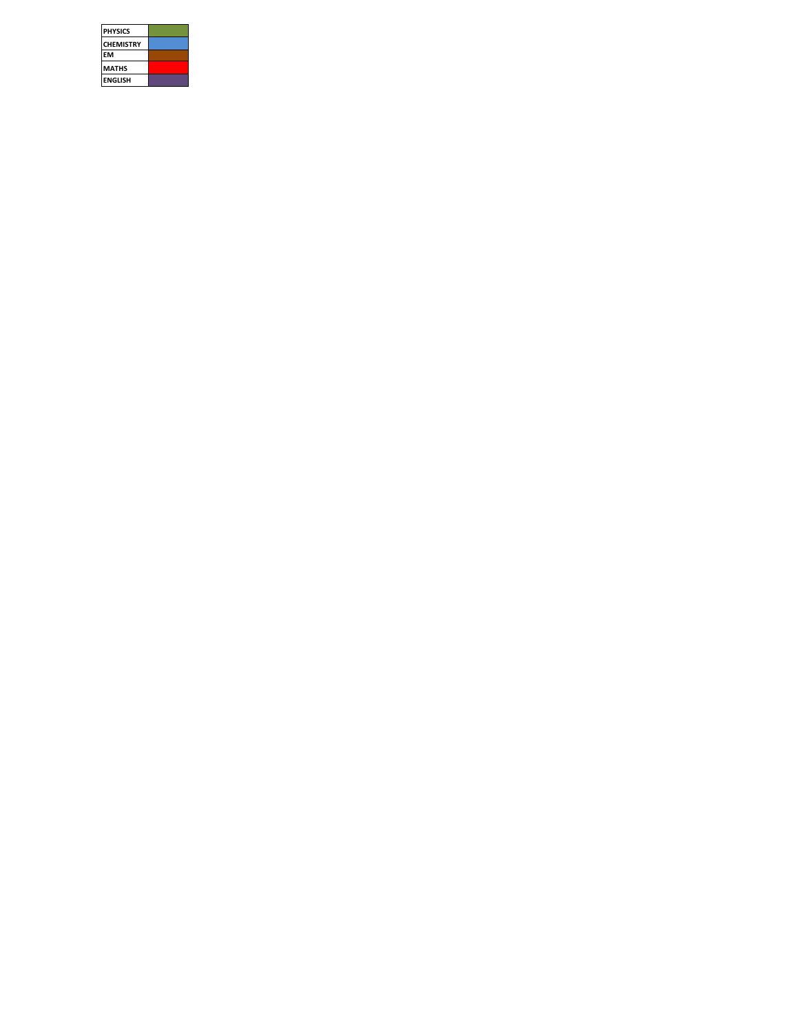| | |
|---|---|
| PHYSICS | |
| CHEMISTRY | |
| EM | |
| MATHS | |
| ENGLISH | |